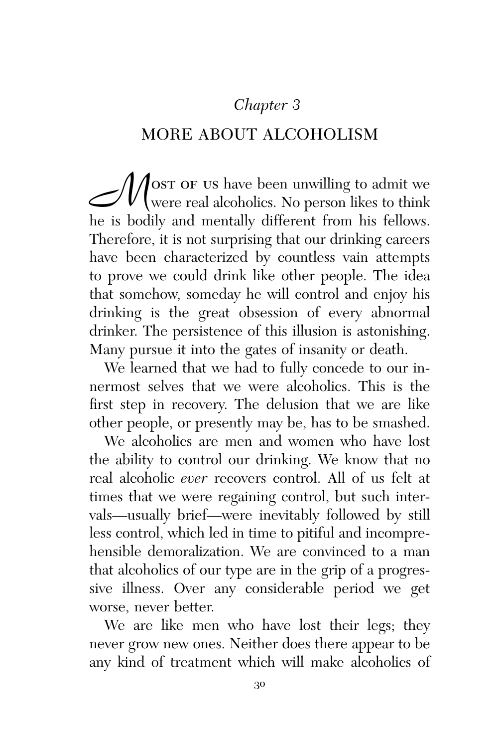*Chapter 3*

# MORE ABOUT ALCOHOLISM

Most of us have been unwilling to admit we were real alcoholics. No person likes to think he is bodily and mentally different from his fellows. Therefore, it is not surprising that our drinking careers have been characterized by countless vain attempts to prove we could drink like other people. The idea that somehow, someday he will control and enjoy his drinking is the great obsession of every abnormal drinker. The persistence of this illusion is astonishing. Many pursue it into the gates of insanity or death.

We learned that we had to fully concede to our innermost selves that we were alcoholics. This is the first step in recovery. The delusion that we are like other people, or presently may be, has to be smashed.

We alcoholics are men and women who have lost the ability to control our drinking. We know that no real alcoholic *ever* recovers control. All of us felt at times that we were regaining control, but such intervals—usually brief—were inevitably followed by still less control, which led in time to pitiful and incomprehensible demoralization. We are convinced to a man that alcoholics of our type are in the grip of a progressive illness. Over any considerable period we get worse, never better.

We are like men who have lost their legs; they never grow new ones. Neither does there appear to be any kind of treatment which will make alcoholics of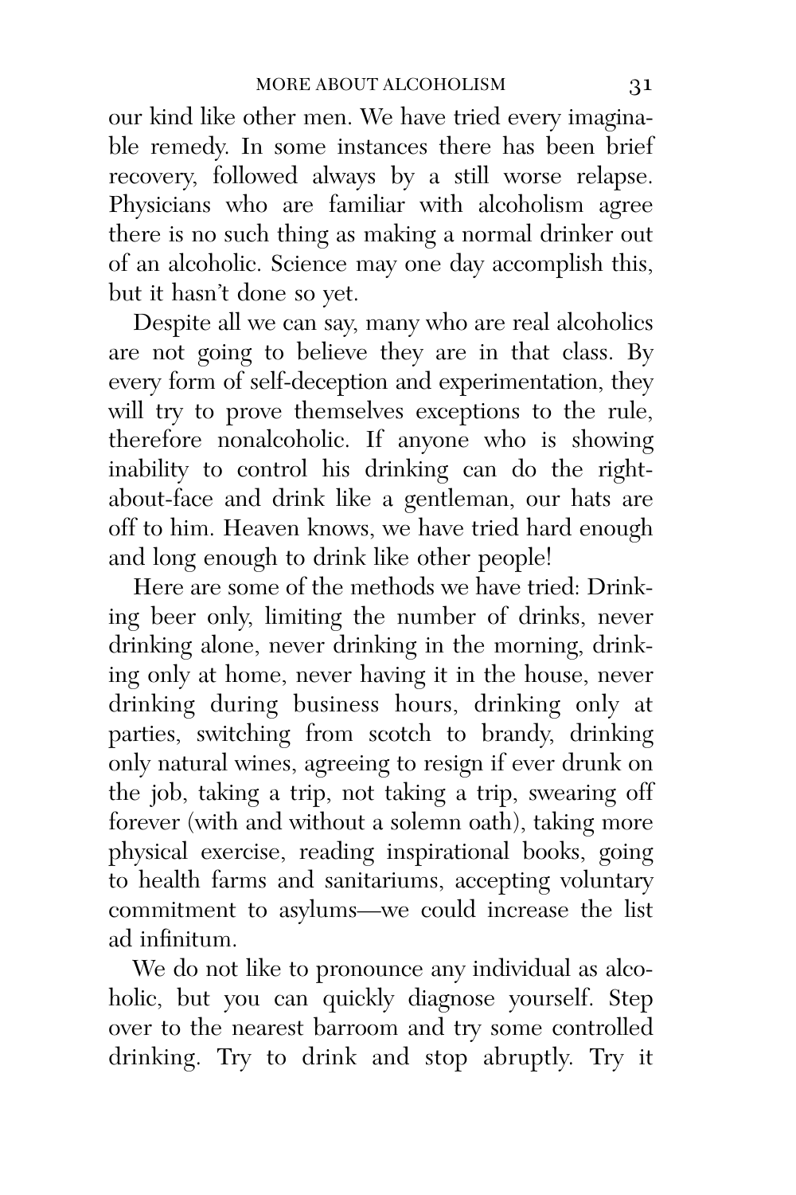our kind like other men. We have tried every imaginable remedy. In some instances there has been brief recovery, followed always by a still worse relapse. Physicians who are familiar with alcoholism agree there is no such thing as making a normal drinker out of an alcoholic. Science may one day accomplish this, but it hasn't done so yet.

Despite all we can say, many who are real alcoholics are not going to believe they are in that class. By every form of self-deception and experimentation, they will try to prove themselves exceptions to the rule, therefore nonalcoholic. If anyone who is showing inability to control his drinking can do the right-about-face and drink like a gentleman, our hats are off to him. Heaven knows, we have tried hard enough and long enough to drink like other people!

Here are some of the methods we have tried: Drinking beer only, limiting the number of drinks, never drinking alone, never drinking in the morning, drinking only at home, never having it in the house, never drinking during business hours, drinking only at parties, switching from scotch to brandy, drinking only natural wines, agreeing to resign if ever drunk on the job, taking a trip, not taking a trip, swearing off forever (with and without a solemn oath), taking more physical exercise, reading inspirational books, going to health farms and sanitariums, accepting voluntary commitment to asylums—we could increase the list ad infinitum.

We do not like to pronounce any individual as alcoholic, but you can quickly diagnose yourself. Step over to the nearest barroom and try some controlled drinking. Try to drink and stop abruptly. Try it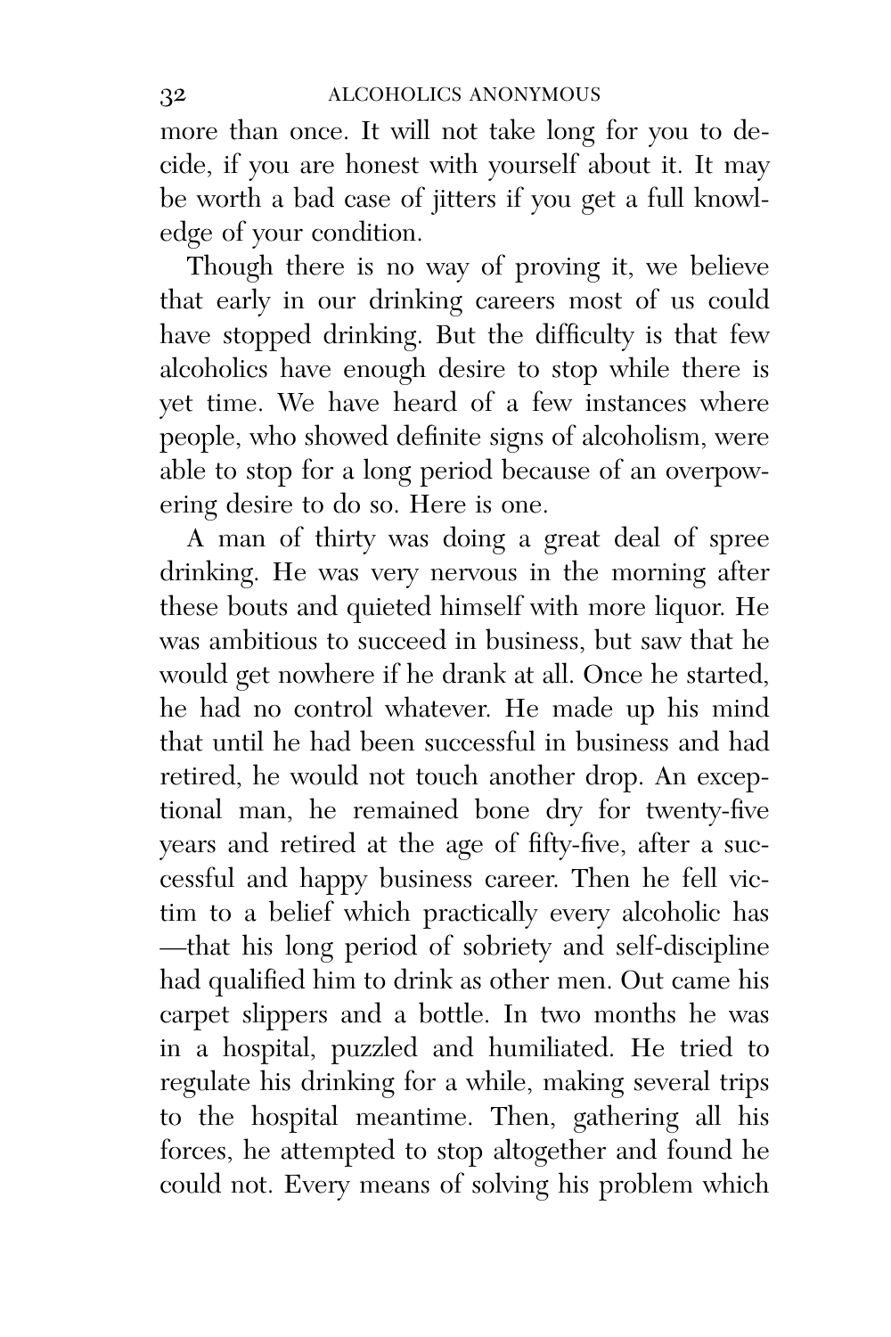more than once. It will not take long for you to decide, if you are honest with yourself about it. It may be worth a bad case of jitters if you get a full knowledge of your condition.

Though there is no way of proving it, we believe that early in our drinking careers most of us could have stopped drinking. But the difficulty is that few alcoholics have enough desire to stop while there is yet time. We have heard of a few instances where people, who showed definite signs of alcoholism, were able to stop for a long period because of an overpowering desire to do so. Here is one.

A man of thirty was doing a great deal of spree drinking. He was very nervous in the morning after these bouts and quieted himself with more liquor. He was ambitious to succeed in business, but saw that he would get nowhere if he drank at all. Once he started, he had no control whatever. He made up his mind that until he had been successful in business and had retired, he would not touch another drop. An exceptional man, he remained bone dry for twenty-five years and retired at the age of fifty-five, after a successful and happy business career. Then he fell victim to a belief which practically every alcoholic has—that his long period of sobriety and self-discipline had qualified him to drink as other men. Out came his carpet slippers and a bottle. In two months he was in a hospital, puzzled and humiliated. He tried to regulate his drinking for a while, making several trips to the hospital meantime. Then, gathering all his forces, he attempted to stop altogether and found he could not. Every means of solving his problem which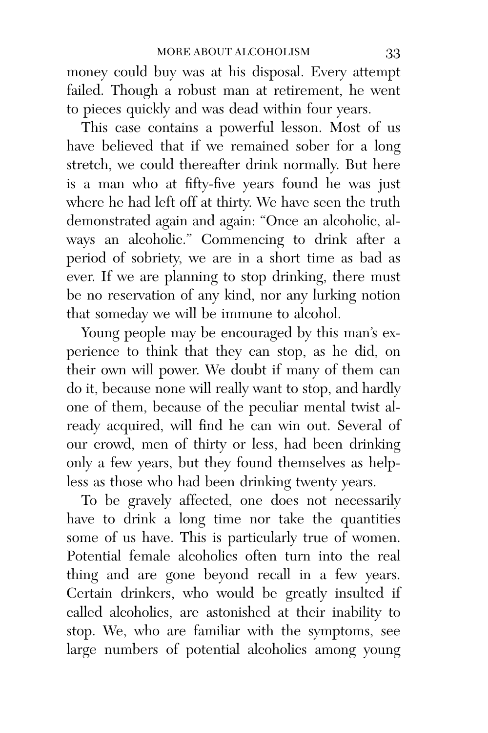money could buy was at his disposal. Every attempt failed. Though a robust man at retirement, he went to pieces quickly and was dead within four years.

This case contains a powerful lesson. Most of us have believed that if we remained sober for a long stretch, we could thereafter drink normally. But here is a man who at fifty-five years found he was just where he had left off at thirty. We have seen the truth demonstrated again and again: "Once an alcoholic, always an alcoholic." Commencing to drink after a period of sobriety, we are in a short time as bad as ever. If we are planning to stop drinking, there must be no reservation of any kind, nor any lurking notion that someday we will be immune to alcohol.

Young people may be encouraged by this man's experience to think that they can stop, as he did, on their own will power. We doubt if many of them can do it, because none will really want to stop, and hardly one of them, because of the peculiar mental twist already acquired, will find he can win out. Several of our crowd, men of thirty or less, had been drinking only a few years, but they found themselves as helpless as those who had been drinking twenty years.

To be gravely affected, one does not necessarily have to drink a long time nor take the quantities some of us have. This is particularly true of women. Potential female alcoholics often turn into the real thing and are gone beyond recall in a few years. Certain drinkers, who would be greatly insulted if called alcoholics, are astonished at their inability to stop. We, who are familiar with the symptoms, see large numbers of potential alcoholics among young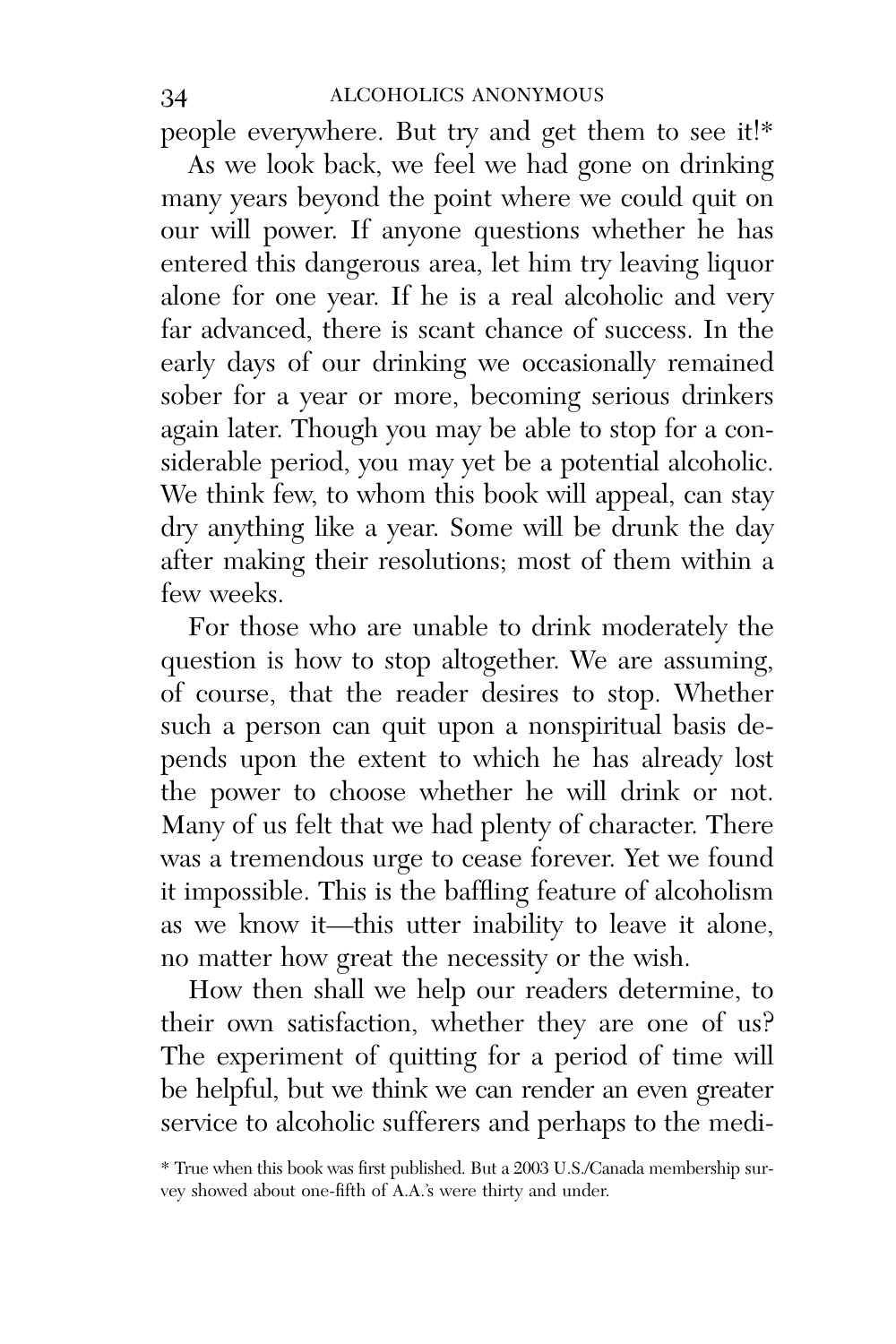people everywhere. But try and get them to see it!*

As we look back, we feel we had gone on drinking many years beyond the point where we could quit on our will power. If anyone questions whether he has entered this dangerous area, let him try leaving liquor alone for one year. If he is a real alcoholic and very far advanced, there is scant chance of success. In the early days of our drinking we occasionally remained sober for a year or more, becoming serious drinkers again later. Though you may be able to stop for a considerable period, you may yet be a potential alcoholic. We think few, to whom this book will appeal, can stay dry anything like a year. Some will be drunk the day after making their resolutions; most of them within a few weeks.

For those who are unable to drink moderately the question is how to stop altogether. We are assuming, of course, that the reader desires to stop. Whether such a person can quit upon a nonspiritual basis depends upon the extent to which he has already lost the power to choose whether he will drink or not. Many of us felt that we had plenty of character. There was a tremendous urge to cease forever. Yet we found it impossible. This is the baffling feature of alcoholism as we know it—this utter inability to leave it alone, no matter how great the necessity or the wish.

How then shall we help our readers determine, to their own satisfaction, whether they are one of us? The experiment of quitting for a period of time will be helpful, but we think we can render an even greater service to alcoholic sufferers and perhaps to the medi-

* True when this book was first published. But a 2003 U.S./Canada membership survey showed about one-fifth of A.A.'s were thirty and under.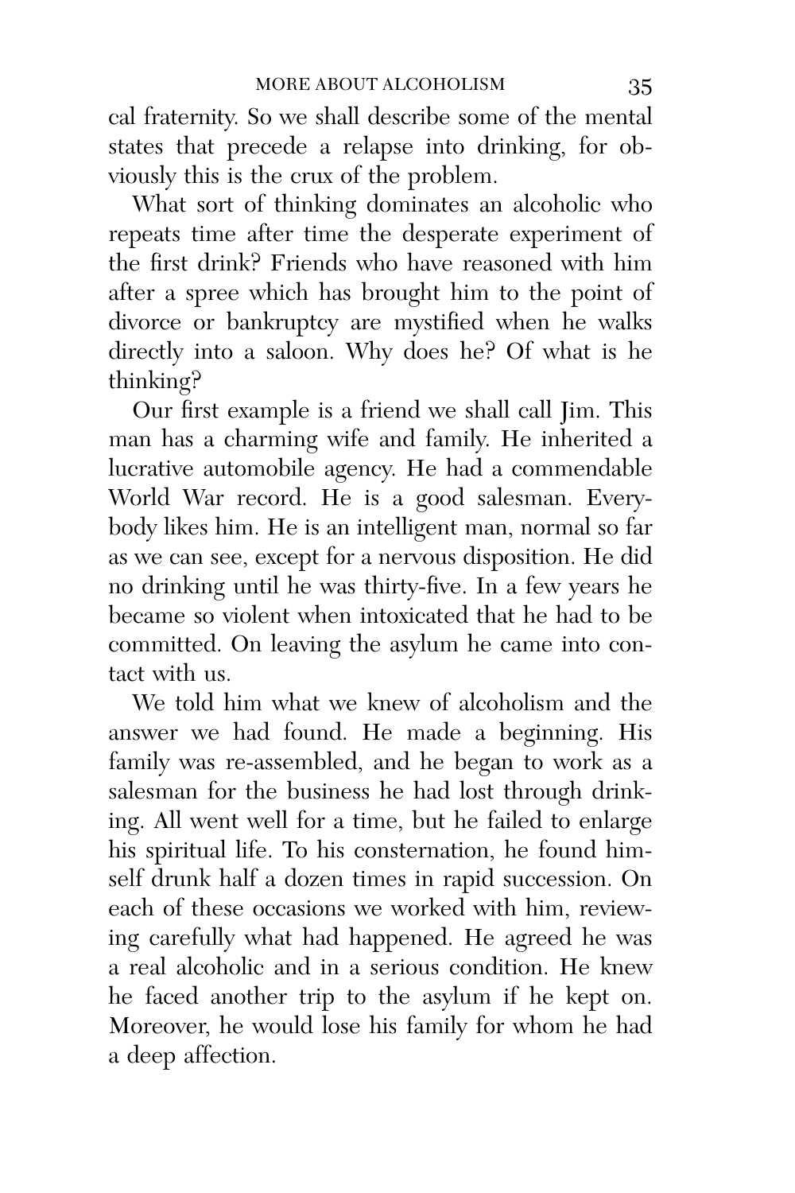cal fraternity. So we shall describe some of the mental states that precede a relapse into drinking, for obviously this is the crux of the problem.

What sort of thinking dominates an alcoholic who repeats time after time the desperate experiment of the first drink? Friends who have reasoned with him after a spree which has brought him to the point of divorce or bankruptcy are mystified when he walks directly into a saloon. Why does he? Of what is he thinking?

Our first example is a friend we shall call Jim. This man has a charming wife and family. He inherited a lucrative automobile agency. He had a commendable World War record. He is a good salesman. Everybody likes him. He is an intelligent man, normal so far as we can see, except for a nervous disposition. He did no drinking until he was thirty-five. In a few years he became so violent when intoxicated that he had to be committed. On leaving the asylum he came into contact with us.

We told him what we knew of alcoholism and the answer we had found. He made a beginning. His family was re-assembled, and he began to work as a salesman for the business he had lost through drinking. All went well for a time, but he failed to enlarge his spiritual life. To his consternation, he found himself drunk half a dozen times in rapid succession. On each of these occasions we worked with him, reviewing carefully what had happened. He agreed he was a real alcoholic and in a serious condition. He knew he faced another trip to the asylum if he kept on. Moreover, he would lose his family for whom he had a deep affection.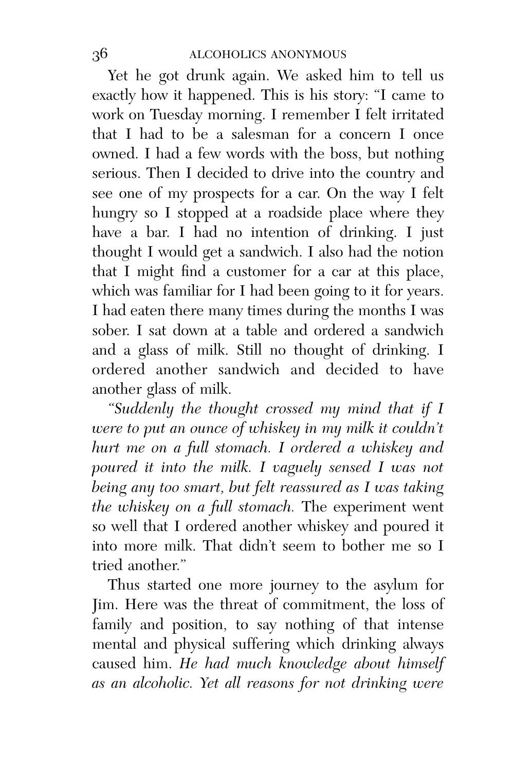Yet he got drunk again. We asked him to tell us exactly how it happened. This is his story: "I came to work on Tuesday morning. I remember I felt irritated that I had to be a salesman for a concern I once owned. I had a few words with the boss, but nothing serious. Then I decided to drive into the country and see one of my prospects for a car. On the way I felt hungry so I stopped at a roadside place where they have a bar. I had no intention of drinking. I just thought I would get a sandwich. I also had the notion that I might find a customer for a car at this place, which was familiar for I had been going to it for years. I had eaten there many times during the months I was sober. I sat down at a table and ordered a sandwich and a glass of milk. Still no thought of drinking. I ordered another sandwich and decided to have another glass of milk.

*"Suddenly the thought crossed my mind that if I were to put an ounce of whiskey in my milk it couldn't hurt me on a full stomach. I ordered a whiskey and poured it into the milk. I vaguely sensed I was not being any too smart, but felt reassured as I was taking the whiskey on a full stomach.* The experiment went so well that I ordered another whiskey and poured it into more milk. That didn't seem to bother me so I tried another."

Thus started one more journey to the asylum for Jim. Here was the threat of commitment, the loss of family and position, to say nothing of that intense mental and physical suffering which drinking always caused him. *He had much knowledge about himself as an alcoholic. Yet all reasons for not drinking were*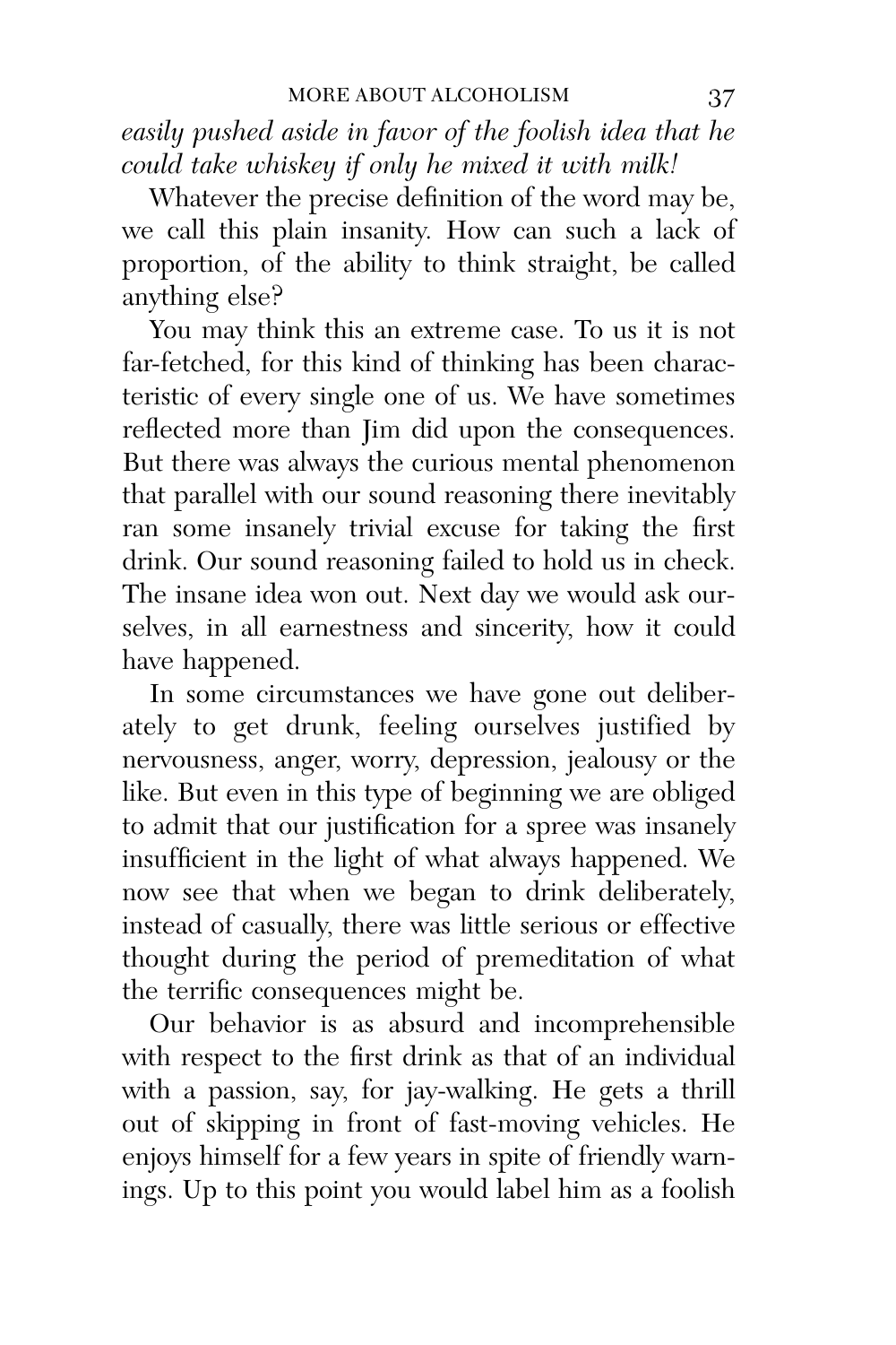*easily pushed aside in favor of the foolish idea that he could take whiskey if only he mixed it with milk!*

Whatever the precise definition of the word may be, we call this plain insanity. How can such a lack of proportion, of the ability to think straight, be called anything else?

You may think this an extreme case. To us it is not far-fetched, for this kind of thinking has been characteristic of every single one of us. We have sometimes reflected more than Jim did upon the consequences. But there was always the curious mental phenomenon that parallel with our sound reasoning there inevitably ran some insanely trivial excuse for taking the first drink. Our sound reasoning failed to hold us in check. The insane idea won out. Next day we would ask ourselves, in all earnestness and sincerity, how it could have happened.

In some circumstances we have gone out deliberately to get drunk, feeling ourselves justified by nervousness, anger, worry, depression, jealousy or the like. But even in this type of beginning we are obliged to admit that our justification for a spree was insanely insufficient in the light of what always happened. We now see that when we began to drink deliberately, instead of casually, there was little serious or effective thought during the period of premeditation of what the terrific consequences might be.

Our behavior is as absurd and incomprehensible with respect to the first drink as that of an individual with a passion, say, for jay-walking. He gets a thrill out of skipping in front of fast-moving vehicles. He enjoys himself for a few years in spite of friendly warnings. Up to this point you would label him as a foolish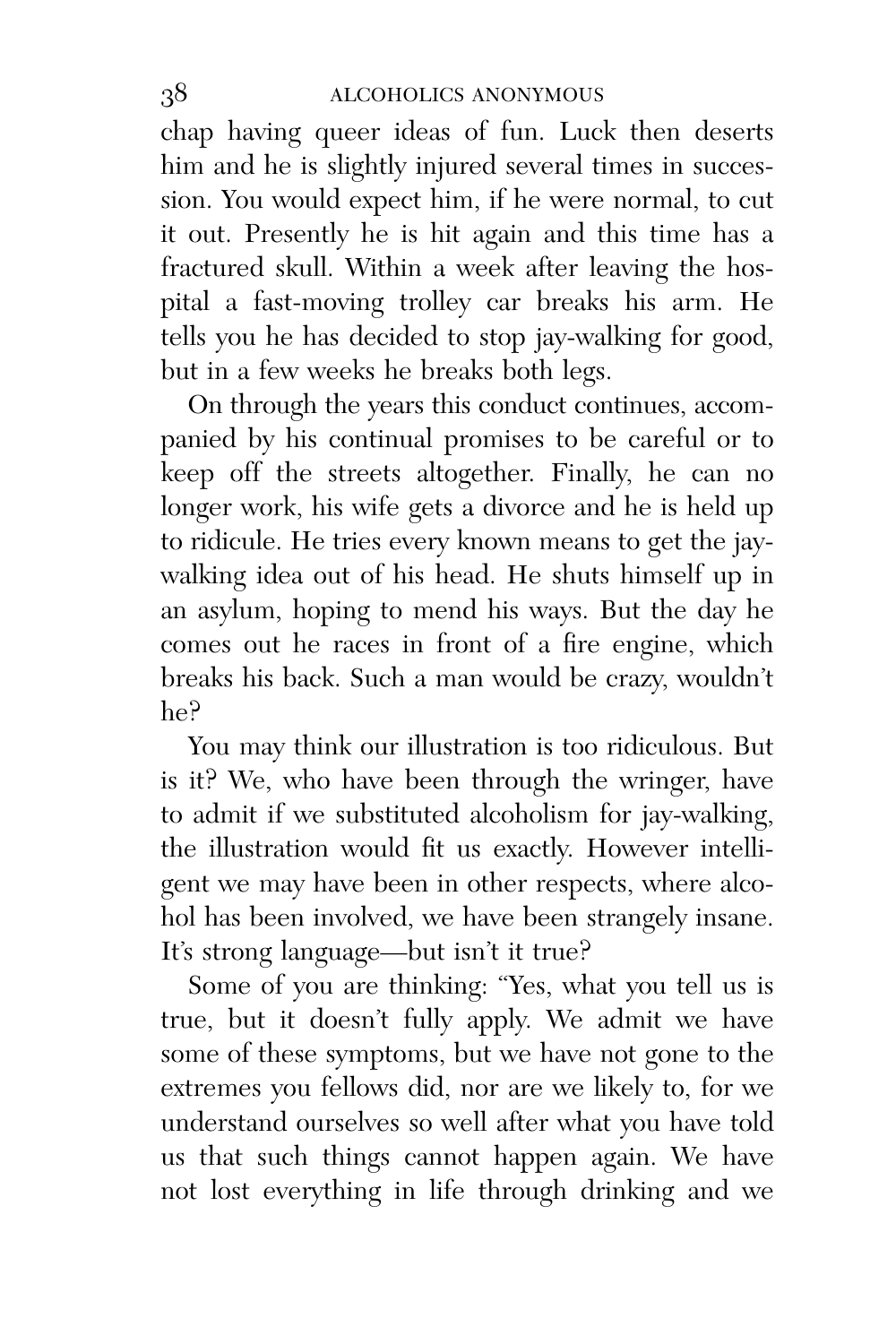chap having queer ideas of fun. Luck then deserts him and he is slightly injured several times in succession. You would expect him, if he were normal, to cut it out. Presently he is hit again and this time has a fractured skull. Within a week after leaving the hospital a fast-moving trolley car breaks his arm. He tells you he has decided to stop jay-walking for good, but in a few weeks he breaks both legs.

On through the years this conduct continues, accompanied by his continual promises to be careful or to keep off the streets altogether. Finally, he can no longer work, his wife gets a divorce and he is held up to ridicule. He tries every known means to get the jay-walking idea out of his head. He shuts himself up in an asylum, hoping to mend his ways. But the day he comes out he races in front of a fire engine, which breaks his back. Such a man would be crazy, wouldn't he?

You may think our illustration is too ridiculous. But is it? We, who have been through the wringer, have to admit if we substituted alcoholism for jay-walking, the illustration would fit us exactly. However intelligent we may have been in other respects, where alcohol has been involved, we have been strangely insane. It's strong language—but isn't it true?

Some of you are thinking: "Yes, what you tell us is true, but it doesn't fully apply. We admit we have some of these symptoms, but we have not gone to the extremes you fellows did, nor are we likely to, for we understand ourselves so well after what you have told us that such things cannot happen again. We have not lost everything in life through drinking and we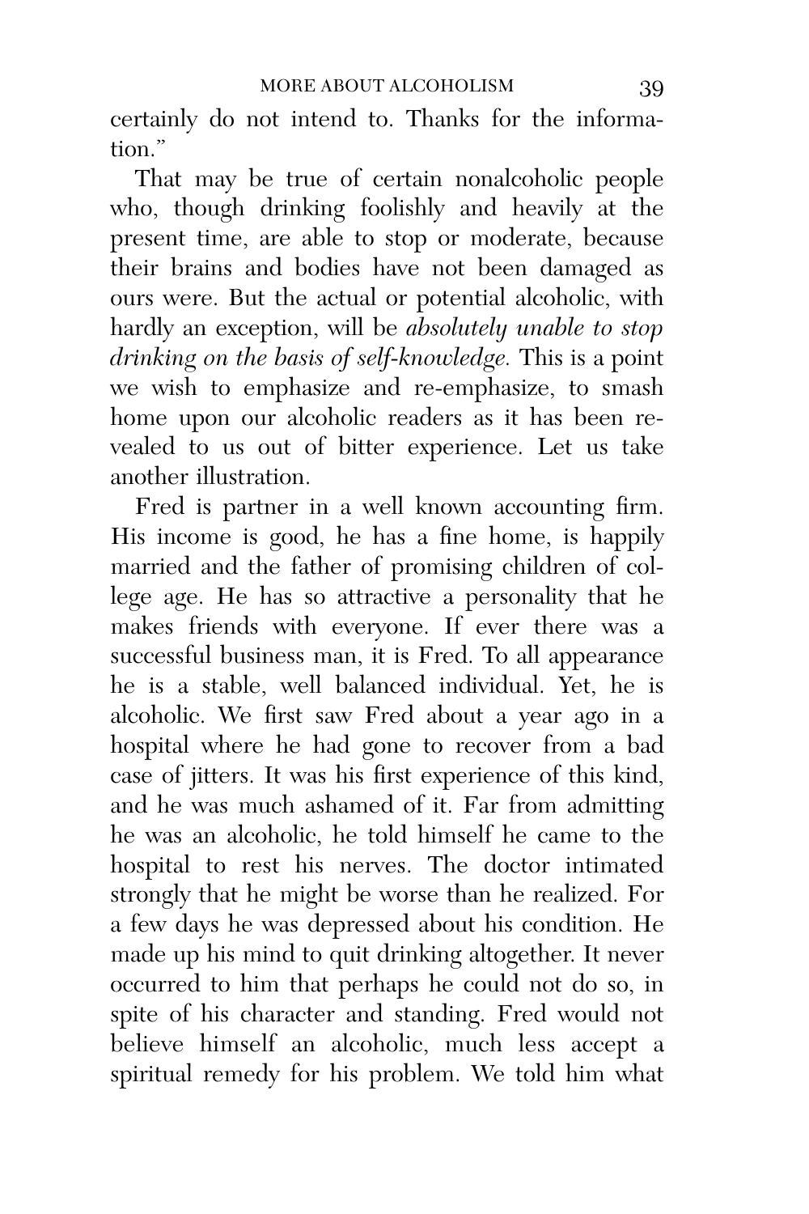certainly do not intend to. Thanks for the information."

That may be true of certain nonalcoholic people who, though drinking foolishly and heavily at the present time, are able to stop or moderate, because their brains and bodies have not been damaged as ours were. But the actual or potential alcoholic, with hardly an exception, will be *absolutely unable to stop drinking on the basis of self-knowledge.* This is a point we wish to emphasize and re-emphasize, to smash home upon our alcoholic readers as it has been revealed to us out of bitter experience. Let us take another illustration.

Fred is partner in a well known accounting firm. His income is good, he has a fine home, is happily married and the father of promising children of college age. He has so attractive a personality that he makes friends with everyone. If ever there was a successful business man, it is Fred. To all appearance he is a stable, well balanced individual. Yet, he is alcoholic. We first saw Fred about a year ago in a hospital where he had gone to recover from a bad case of jitters. It was his first experience of this kind, and he was much ashamed of it. Far from admitting he was an alcoholic, he told himself he came to the hospital to rest his nerves. The doctor intimated strongly that he might be worse than he realized. For a few days he was depressed about his condition. He made up his mind to quit drinking altogether. It never occurred to him that perhaps he could not do so, in spite of his character and standing. Fred would not believe himself an alcoholic, much less accept a spiritual remedy for his problem. We told him what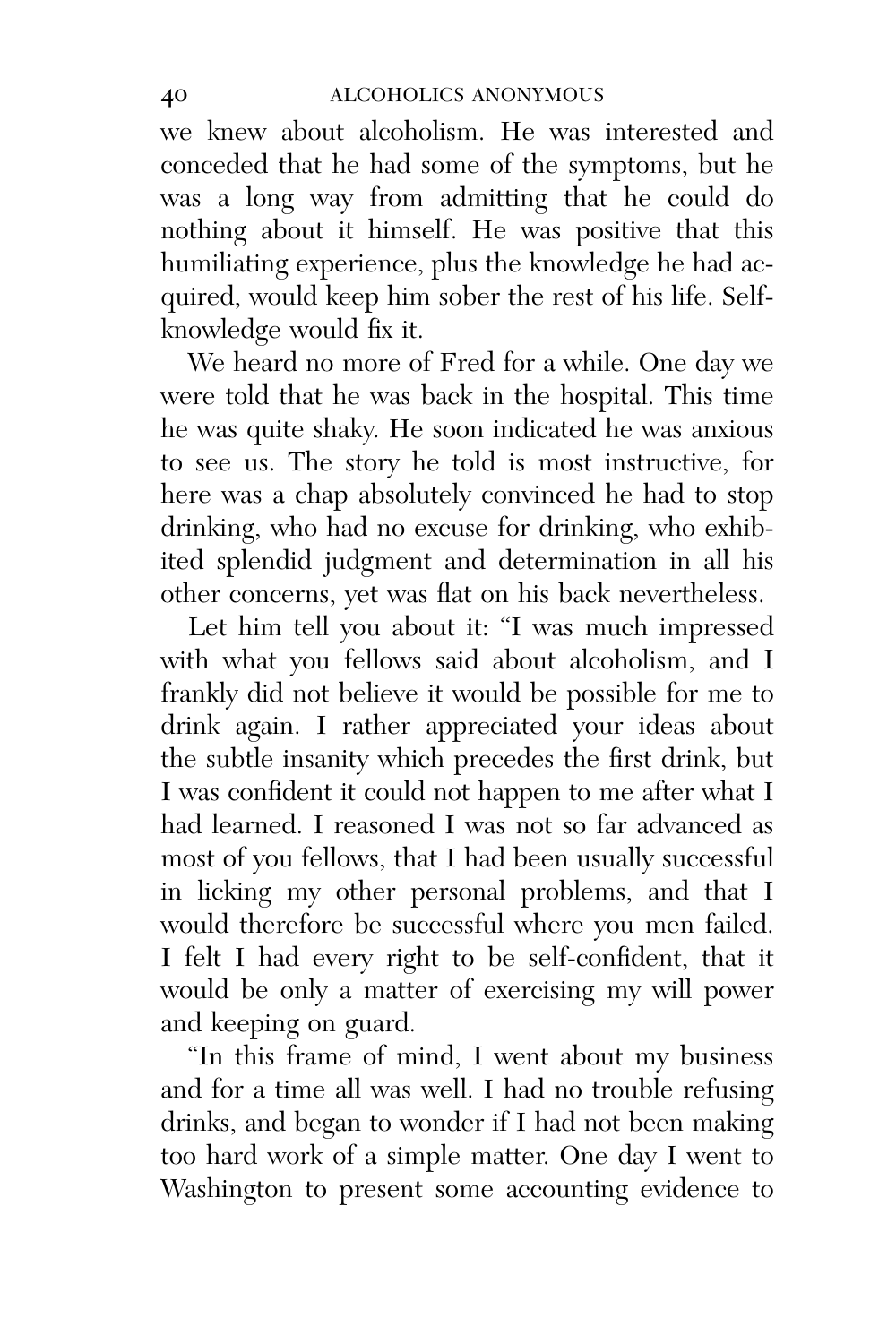we knew about alcoholism. He was interested and conceded that he had some of the symptoms, but he was a long way from admitting that he could do nothing about it himself. He was positive that this humiliating experience, plus the knowledge he had acquired, would keep him sober the rest of his life. Self-knowledge would fix it.

We heard no more of Fred for a while. One day we were told that he was back in the hospital. This time he was quite shaky. He soon indicated he was anxious to see us. The story he told is most instructive, for here was a chap absolutely convinced he had to stop drinking, who had no excuse for drinking, who exhibited splendid judgment and determination in all his other concerns, yet was flat on his back nevertheless.

Let him tell you about it: "I was much impressed with what you fellows said about alcoholism, and I frankly did not believe it would be possible for me to drink again. I rather appreciated your ideas about the subtle insanity which precedes the first drink, but I was confident it could not happen to me after what I had learned. I reasoned I was not so far advanced as most of you fellows, that I had been usually successful in licking my other personal problems, and that I would therefore be successful where you men failed. I felt I had every right to be self-confident, that it would be only a matter of exercising my will power and keeping on guard.

"In this frame of mind, I went about my business and for a time all was well. I had no trouble refusing drinks, and began to wonder if I had not been making too hard work of a simple matter. One day I went to Washington to present some accounting evidence to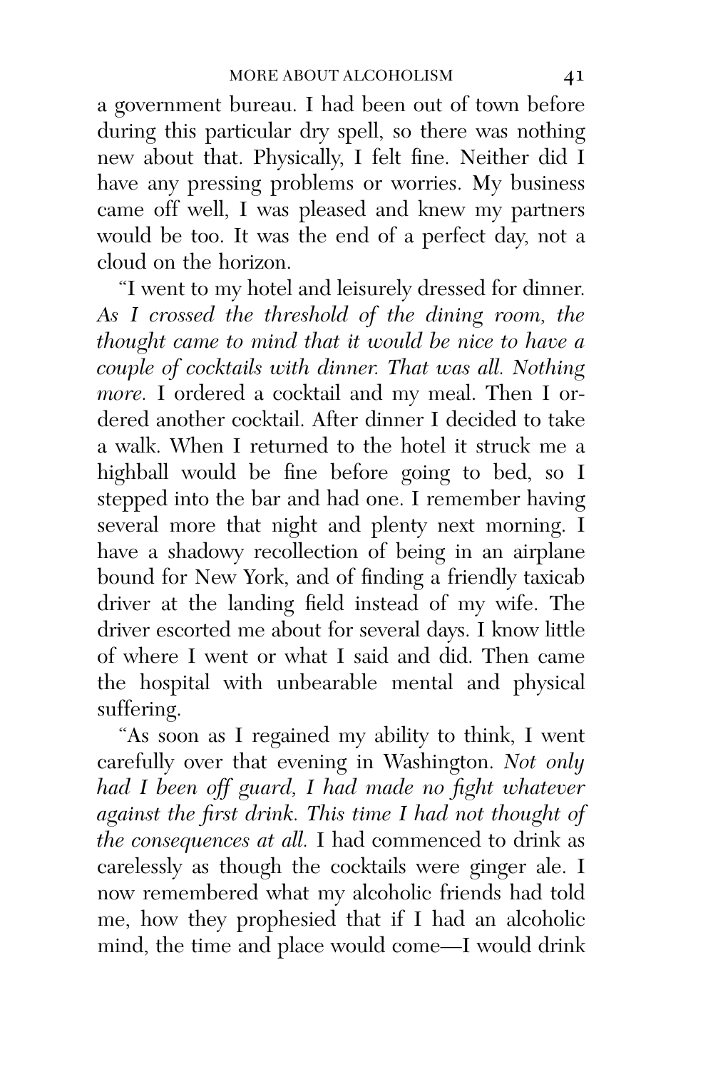a government bureau. I had been out of town before during this particular dry spell, so there was nothing new about that. Physically, I felt fine. Neither did I have any pressing problems or worries. My business came off well, I was pleased and knew my partners would be too. It was the end of a perfect day, not a cloud on the horizon.

"I went to my hotel and leisurely dressed for dinner. *As I crossed the threshold of the dining room, the thought came to mind that it would be nice to have a couple of cocktails with dinner. That was all. Nothing more.* I ordered a cocktail and my meal. Then I ordered another cocktail. After dinner I decided to take a walk. When I returned to the hotel it struck me a highball would be fine before going to bed, so I stepped into the bar and had one. I remember having several more that night and plenty next morning. I have a shadowy recollection of being in an airplane bound for New York, and of finding a friendly taxicab driver at the landing field instead of my wife. The driver escorted me about for several days. I know little of where I went or what I said and did. Then came the hospital with unbearable mental and physical suffering.

"As soon as I regained my ability to think, I went carefully over that evening in Washington. *Not only had I been off guard, I had made no fight whatever against the first drink. This time I had not thought of the consequences at all.* I had commenced to drink as carelessly as though the cocktails were ginger ale. I now remembered what my alcoholic friends had told me, how they prophesied that if I had an alcoholic mind, the time and place would come—I would drink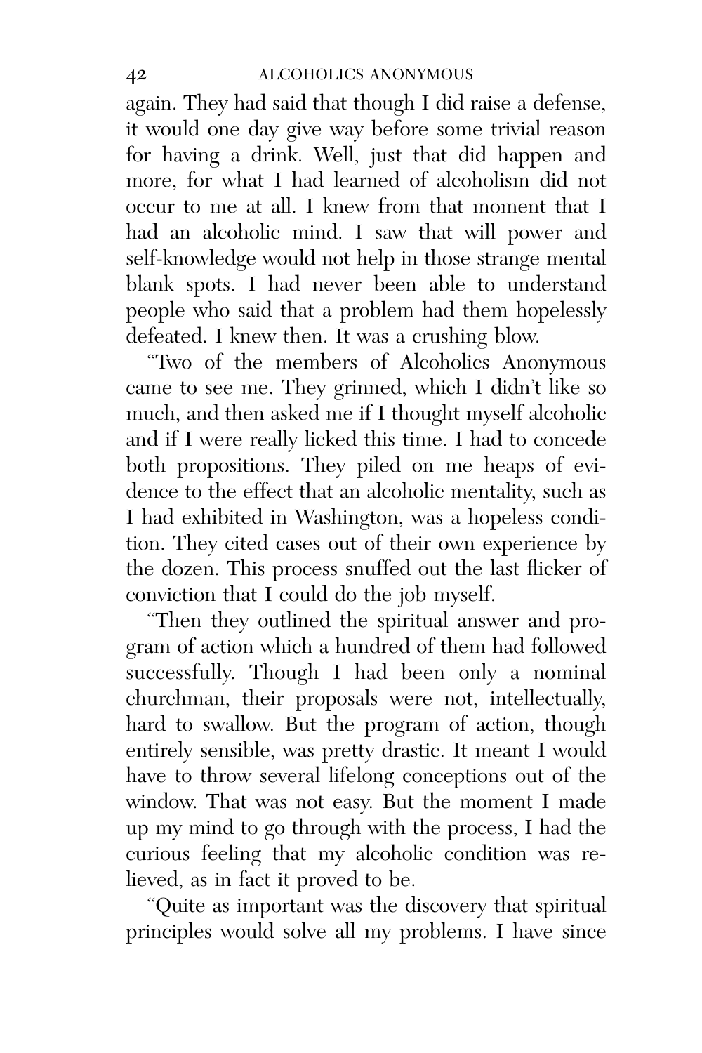again. They had said that though I did raise a defense, it would one day give way before some trivial reason for having a drink. Well, just that did happen and more, for what I had learned of alcoholism did not occur to me at all. I knew from that moment that I had an alcoholic mind. I saw that will power and self-knowledge would not help in those strange mental blank spots. I had never been able to understand people who said that a problem had them hopelessly defeated. I knew then. It was a crushing blow.

"Two of the members of Alcoholics Anonymous came to see me. They grinned, which I didn't like so much, and then asked me if I thought myself alcoholic and if I were really licked this time. I had to concede both propositions. They piled on me heaps of evidence to the effect that an alcoholic mentality, such as I had exhibited in Washington, was a hopeless condition. They cited cases out of their own experience by the dozen. This process snuffed out the last flicker of conviction that I could do the job myself.

"Then they outlined the spiritual answer and program of action which a hundred of them had followed successfully. Though I had been only a nominal churchman, their proposals were not, intellectually, hard to swallow. But the program of action, though entirely sensible, was pretty drastic. It meant I would have to throw several lifelong conceptions out of the window. That was not easy. But the moment I made up my mind to go through with the process, I had the curious feeling that my alcoholic condition was relieved, as in fact it proved to be.

"Quite as important was the discovery that spiritual principles would solve all my problems. I have since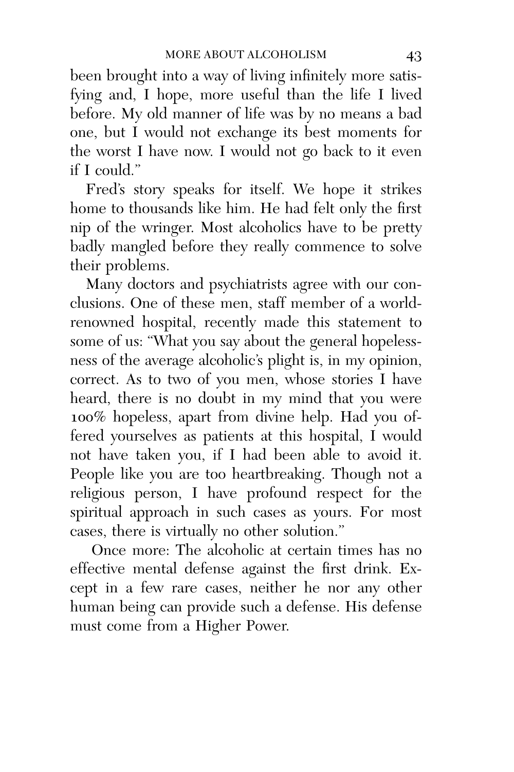been brought into a way of living infinitely more satisfying and, I hope, more useful than the life I lived before. My old manner of life was by no means a bad one, but I would not exchange its best moments for the worst I have now. I would not go back to it even if I could."

Fred's story speaks for itself. We hope it strikes home to thousands like him. He had felt only the first nip of the wringer. Most alcoholics have to be pretty badly mangled before they really commence to solve their problems.

Many doctors and psychiatrists agree with our conclusions. One of these men, staff member of a world-renowned hospital, recently made this statement to some of us: "What you say about the general hopelessness of the average alcoholic's plight is, in my opinion, correct. As to two of you men, whose stories I have heard, there is no doubt in my mind that you were 100% hopeless, apart from divine help. Had you offered yourselves as patients at this hospital, I would not have taken you, if I had been able to avoid it. People like you are too heartbreaking. Though not a religious person, I have profound respect for the spiritual approach in such cases as yours. For most cases, there is virtually no other solution."

Once more: The alcoholic at certain times has no effective mental defense against the first drink. Except in a few rare cases, neither he nor any other human being can provide such a defense. His defense must come from a Higher Power.